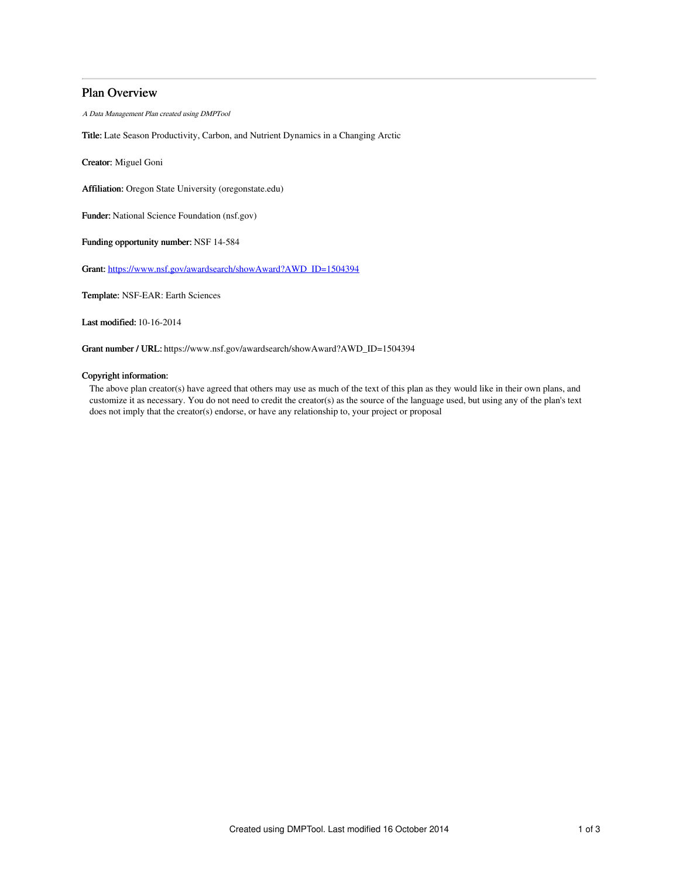# Plan Overview

*A Data Management Plan created using DMPTool*

**Title:** Late Season Productivity, Carbon, and Nutrient Dynamics in a Changing Arctic

**Creator:** Miguel Goni

**Affiliation:** Oregon State University (oregonstate.edu)

**Funder:** National Science Foundation (nsf.gov)

**Funding opportunity number:** NSF 14-584

**Grant:** https://www.nsf.gov/awardsearch/showAward?AWD_ID=1504394

**Template:** NSF-EAR: Earth Sciences

**Last modified:** 10-16-2014

**Grant number / URL:** https://www.nsf.gov/awardsearch/showAward?AWD_ID=1504394

**Copyright information:**

The above plan creator(s) have agreed that others may use as much of the text of this plan as they would like in their own plans, and customize it as necessary. You do not need to credit the creator(s) as the source of the language used, but using any of the plan's text does not imply that the creator(s) endorse, or have any relationship to, your project or proposal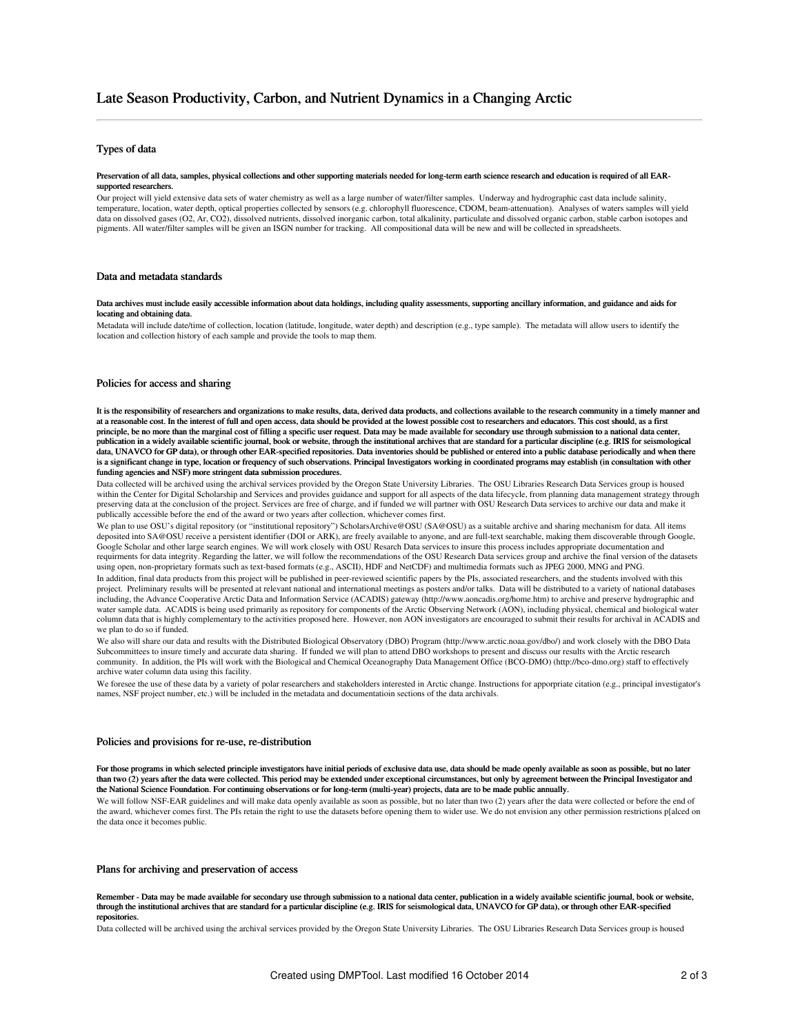# Late Season Productivity, Carbon, and Nutrient Dynamics in a Changing Arctic

## Types of data

**Preservation of all data, samples, physical collections and other supporting materials needed for long-term earth science research and education is required of all EAR-supported researchers.**

Our project will yield extensive data sets of water chemistry as well as a large number of water/filter samples. Underway and hydrographic cast data include salinity, temperature, location, water depth, optical properties collected by sensors (e.g. chlorophyll fluorescence, CDOM, beam-attenuation). Analyses of waters samples will yield data on dissolved gases (O2, Ar, CO2), dissolved nutrients, dissolved inorganic carbon, total alkalinity, particulate and dissolved organic carbon, stable carbon isotopes and pigments. All water/filter samples will be given an ISGN number for tracking. All compositional data will be new and will be collected in spreadsheets.

## Data and metadata standards

**Data archives must include easily accessible information about data holdings, including quality assessments, supporting ancillary information, and guidance and aids for locating and obtaining data.**

Metadata will include date/time of collection, location (latitude, longitude, water depth) and description (e.g., type sample). The metadata will allow users to identify the location and collection history of each sample and provide the tools to map them.

## Policies for access and sharing

**It is the responsibility of researchers and organizations to make results, data, derived data products, and collections available to the research community in a timely manner and at a reasonable cost. In the interest of full and open access, data should be provided at the lowest possible cost to researchers and educators. This cost should, as a first principle, be no more than the marginal cost of filling a specific user request. Data may be made available for secondary use through submission to a national data center, publication in a widely available scientific journal, book or website, through the institutional archives that are standard for a particular discipline (e.g. IRIS for seismological data, UNAVCO for GP data), or through other EAR-specified repositories. Data inventories should be published or entered into a public database periodically and when there is a significant change in type, location or frequency of such observations. Principal Investigators working in coordinated programs may establish (in consultation with other funding agencies and NSF) more stringent data submission procedures.**

Data collected will be archived using the archival services provided by the Oregon State University Libraries. The OSU Libraries Research Data Services group is housed within the Center for Digital Scholarship and Services and provides guidance and support for all aspects of the data lifecycle, from planning data management strategy through preserving data at the conclusion of the project. Services are free of charge, and if funded we will partner with OSU Research Data services to archive our data and make it publically accessible before the end of the award or two years after collection, whichever comes first.

We plan to use OSU's digital repository (or "institutional repository") ScholarsArchive@OSU (SA@OSU) as a suitable archive and sharing mechanism for data. All items deposited into SA@OSU receive a persistent identifier (DOI or ARK), are freely available to anyone, and are full-text searchable, making them discoverable through Google, Google Scholar and other large search engines. We will work closely with OSU Resarch Data services to insure this process includes appropriate documentation and requirments for data integrity. Regarding the latter, we will follow the recommendations of the OSU Research Data services group and archive the final version of the datasets using open, non-proprietary formats such as text-based formats (e.g., ASCII), HDF and NetCDF) and multimedia formats such as JPEG 2000, MNG and PNG.

In addition, final data products from this project will be published in peer-reviewed scientific papers by the PIs, associated researchers, and the students involved with this project. Preliminary results will be presented at relevant national and international meetings as posters and/or talks. Data will be distributed to a variety of national databases including, the Advance Cooperative Arctic Data and Information Service (ACADIS) gateway (http://www.aoncadis.org/home.htm) to archive and preserve hydrographic and water sample data. ACADIS is being used primarily as repository for components of the Arctic Observing Network (AON), including physical, chemical and biological water column data that is highly complementary to the activities proposed here. However, non AON investigators are encouraged to submit their results for archival in ACADIS and we plan to do so if funded.

We also will share our data and results with the Distributed Biological Observatory (DBO) Program (http://www.arctic.noaa.gov/dbo/) and work closely with the DBO Data Subcommittees to insure timely and accurate data sharing. If funded we will plan to attend DBO workshops to present and discuss our results with the Arctic research community. In addition, the PIs will work with the Biological and Chemical Oceanography Data Management Office (BCO-DMO) (http://bco-dmo.org) staff to effectively archive water column data using this facility.

We foresee the use of these data by a variety of polar researchers and stakeholders interested in Arctic change. Instructions for apporpriate citation (e.g., principal investigator's names, NSF project number, etc.) will be included in the metadata and documentatioin sections of the data archivals.

## Policies and provisions for re-use, re-distribution

**For those programs in which selected principle investigators have initial periods of exclusive data use, data should be made openly available as soon as possible, but no later than two (2) years after the data were collected. This period may be extended under exceptional circumstances, but only by agreement between the Principal Investigator and the National Science Foundation. For continuing observations or for long-term (multi-year) projects, data are to be made public annually.**

We will follow NSF-EAR guidelines and will make data openly available as soon as possible, but no later than two (2) years after the data were collected or before the end of the award, whichever comes first. The PIs retain the right to use the datasets before opening them to wider use. We do not envision any other permission restrictions p[alced on the data once it becomes public.

## Plans for archiving and preservation of access

**Remember - Data may be made available for secondary use through submission to a national data center, publication in a widely available scientific journal, book or website, through the institutional archives that are standard for a particular discipline (e.g. IRIS for seismological data, UNAVCO for GP data), or through other EAR-specified repositories.**

Data collected will be archived using the archival services provided by the Oregon State University Libraries. The OSU Libraries Research Data Services group is housed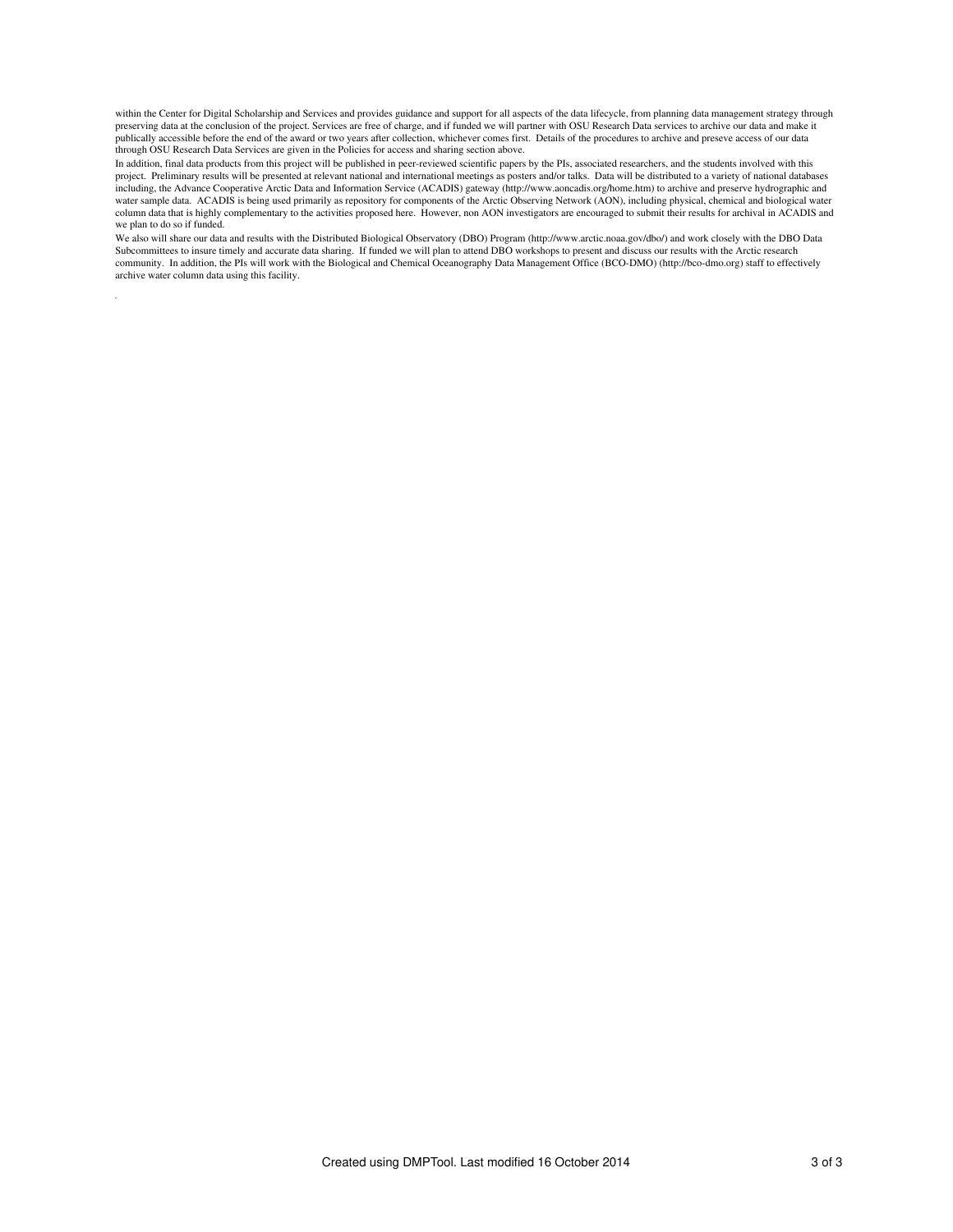within the Center for Digital Scholarship and Services and provides guidance and support for all aspects of the data lifecycle, from planning data management strategy through preserving data at the conclusion of the project. Services are free of charge, and if funded we will partner with OSU Research Data services to archive our data and make it publically accessible before the end of the award or two years after collection, whichever comes first. Details of the procedures to archive and preseve access of our data through OSU Research Data Services are given in the Policies for access and sharing section above.

In addition, final data products from this project will be published in peer-reviewed scientific papers by the PIs, associated researchers, and the students involved with this project. Preliminary results will be presented at relevant national and international meetings as posters and/or talks. Data will be distributed to a variety of national databases including, the Advance Cooperative Arctic Data and Information Service (ACADIS) gateway (http://www.aoncadis.org/home.htm) to archive and preserve hydrographic and water sample data. ACADIS is being used primarily as repository for components of the Arctic Observing Network (AON), including physical, chemical and biological water column data that is highly complementary to the activities proposed here. However, non AON investigators are encouraged to submit their results for archival in ACADIS and we plan to do so if funded.

We also will share our data and results with the Distributed Biological Observatory (DBO) Program (http://www.arctic.noaa.gov/dbo/) and work closely with the DBO Data Subcommittees to insure timely and accurate data sharing. If funded we will plan to attend DBO workshops to present and discuss our results with the Arctic research community. In addition, the PIs will work with the Biological and Chemical Oceanography Data Management Office (BCO-DMO) (http://bco-dmo.org) staff to effectively archive water column data using this facility.